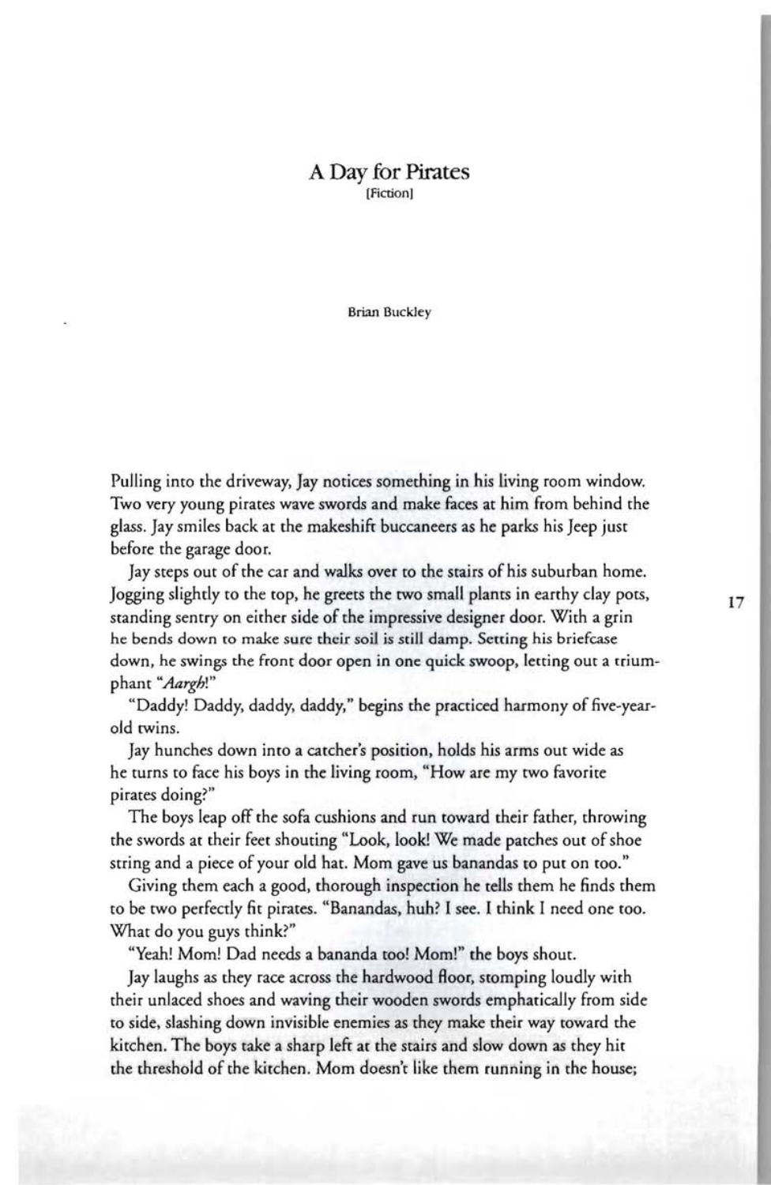# A Day for Pirates

[Fiction]

Brian Buckley

Pulling into the driveway, Jay notices something in his living room window. Two very young pirates wave swords and make faces at him from behind the glass. Jay smiles back at the makeshift buccaneers as he parks his Jeep just before the garage door.

Jay steps out of the car and walks over to the stairs of his suburban home. Jogging slightly to the top, he greets the two small plants in earthy clay pots, standing sentry on either side of the impressive designer door. With a grin he bends down to make sure their soil is still damp. Setting his briefcase down, he swings the front door open in one quick swoop, letting out a triumphant "*Aargh*!"

"Daddy! Daddy, daddy, daddy," begins the practiced harmony of five-year-old twins.

Jay hunches down into a catcher's position, holds his arms out wide as he turns to face his boys in the living room, "How are my two favorite pirates doing?"

The boys leap off the sofa cushions and run toward their father, throwing the swords at their feet shouting "Look, look! We made patches out of shoe string and a piece of your old hat. Mom gave us banandas to put on too."

Giving them each a good, thorough inspection he tells them he finds them to be two perfectly fit pirates. "Banandas, huh? I see. I think I need one too. What do you guys think?"

"Yeah! Mom! Dad needs a bananda too! Mom!" the boys shout.

Jay laughs as they race across the hardwood floor, stomping loudly with their unlaced shoes and waving their wooden swords emphatically from side to side, slashing down invisible enemies as they make their way toward the kitchen. The boys take a sharp left at the stairs and slow down as they hit the threshold of the kitchen. Mom doesn't like them running in the house;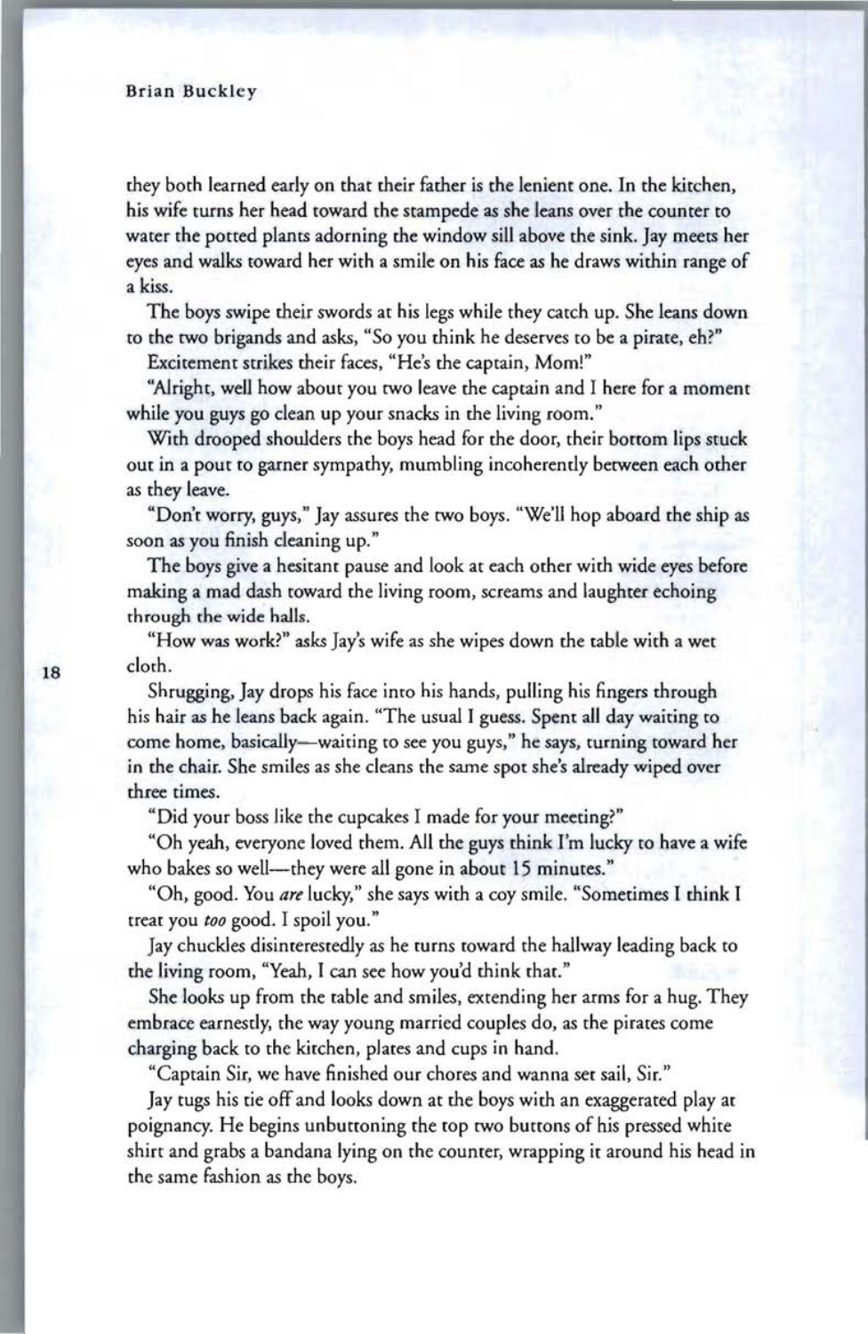they both learned early on that their father is the lenient one. In the kitchen, his wife turns her head toward the stampede as she leans over the counter to water the potted plants adorning the window sill above the sink. Jay meets her eyes and walks toward her with a smile on his face as he draws within range of a kiss.

The boys swipe their swords at his legs while they catch up. She leans down to the two brigands and asks, "So you think he deserves to be a pirate, eh?"

Excitement strikes their faces, "He's the captain, Mom!"

"Alright, well how about you two leave the captain and I here for a moment while you guys go clean up your snacks in the living room."

With drooped shoulders the boys head for the door, their bottom lips stuck out in a pout to garner sympathy, mumbling incoherently between each other as they leave.

"Don't worry, guys," Jay assures the two boys. "We'll hop aboard the ship as soon as you finish cleaning up."

The boys give a hesitant pause and look at each other with wide eyes before making a mad dash toward the living room, screams and laughter echoing through the wide halls.

"How was work?" asks Jay's wife as she wipes down the table with a wet cloth.

Shrugging, Jay drops his face into his hands, pulling his fingers through his hair as he leans back again. "The usual I guess. Spent all day waiting to come home, basically—waiting to see you guys," he says, turning toward her in the chair. She smiles as she cleans the same spot she's already wiped over three times.

"Did your boss like the cupcakes I made for your meeting?"

"Oh yeah, everyone loved them. All the guys think I'm lucky to have a wife who bakes so well—they were all gone in about 15 minutes."

"Oh, good. You *are* lucky," she says with a coy smile. "Sometimes I think I treat you *too* good. I spoil you."

Jay chuckles disinterestedly as he turns toward the hallway leading back to the living room, "Yeah, I can see how you'd think that."

She looks up from the table and smiles, extending her arms for a hug. They embrace earnestly, the way young married couples do, as the pirates come charging back to the kitchen, plates and cups in hand.

"Captain Sir, we have finished our chores and wanna set sail, Sir."

Jay tugs his tie off and looks down at the boys with an exaggerated play at poignancy. He begins unbuttoning the top two buttons of his pressed white shirt and grabs a bandana lying on the counter, wrapping it around his head in the same fashion as the boys.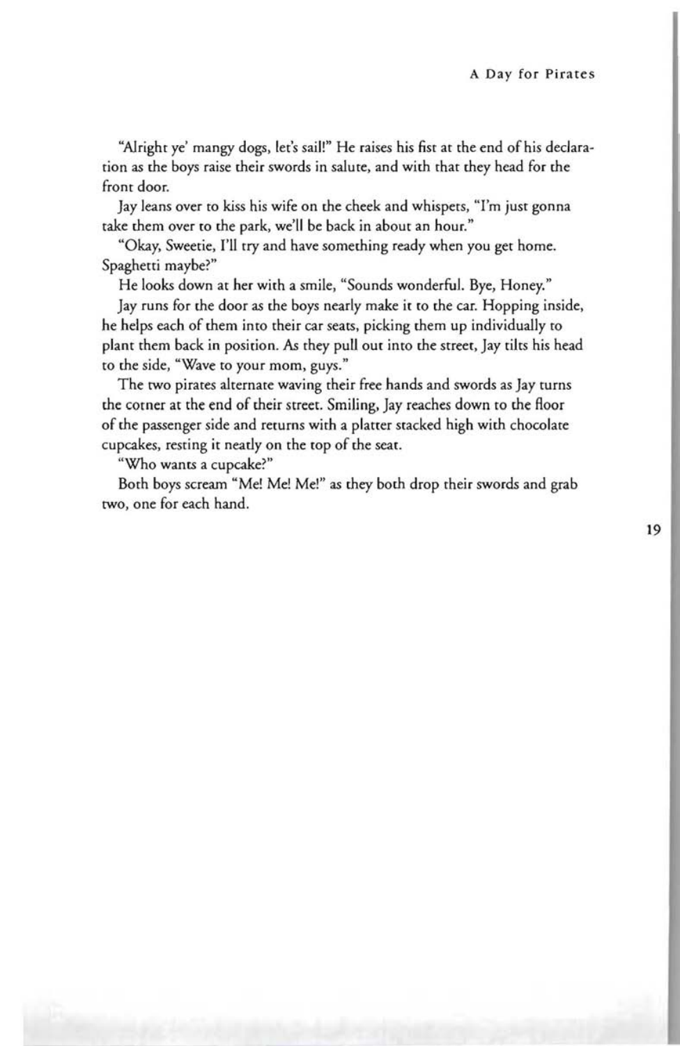"Alright ye' mangy dogs, let's sail!" He raises his fist at the end of his declaration as the boys raise their swords in salute, and with that they head for the front door.

Jay leans over to kiss his wife on the cheek and whispers, "I'm just gonna take them over to the park, we'll be back in about an hour."

"Okay, Sweetie, I'll try and have something ready when you get home. Spaghetti maybe?"

He looks down at her with a smile, "Sounds wonderful. Bye, Honey."

Jay runs for the door as the boys nearly make it to the car. Hopping inside, he helps each of them into their car seats, picking them up individually to plant them back in position. As they pull out into the street, Jay tilts his head to the side, "Wave to your mom, guys."

The two pirates alternate waving their free hands and swords as Jay turns the corner at the end of their street. Smiling, Jay reaches down to the floor of the passenger side and returns with a platter stacked high with chocolate cupcakes, resting it neatly on the top of the seat.

"Who wants a cupcake?"

Both boys scream "Me! Me! Me!" as they both drop their swords and grab two, one for each hand.